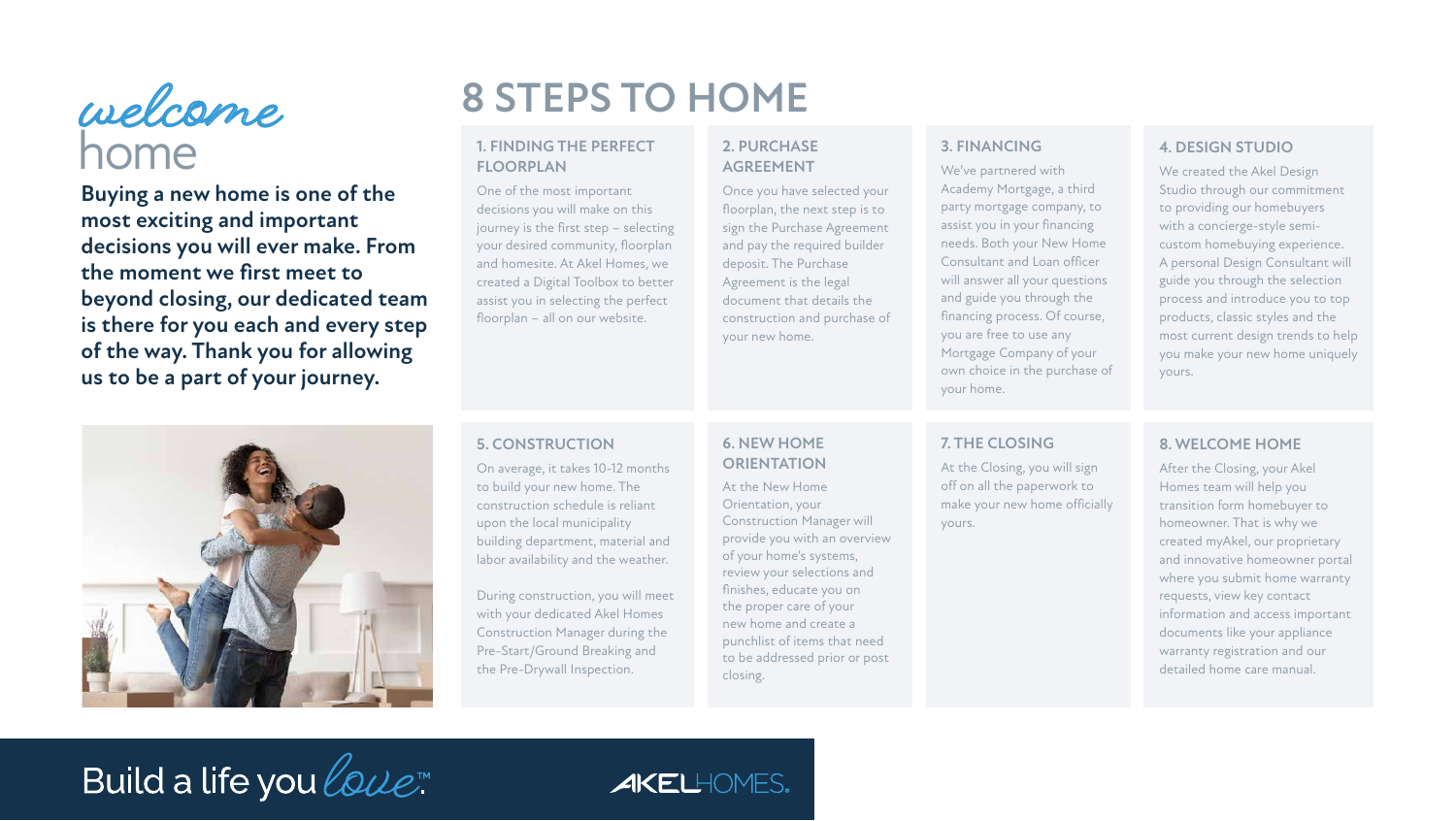# welcome home

**Buying a new home is one of the most exciting and important decisions you will ever make. From the moment we first meet to beyond closing, our dedicated team is there for you each and every step of the way. Thank you for allowing us to be a part of your journey.**

# 8 STEPS TO HOME

### 1. FINDING THE PERFECT FLOORPLAN

One of the most important decisions you will make on this journey is the first step – selecting your desired community, floorplan and homesite. At Akel Homes, we created a Digital Toolbox to better assist you in selecting the perfect floorplan – all on our website.

### 2. PURCHASE AGREEMENT

Once you have selected your floorplan, the next step is to sign the Purchase Agreement and pay the required builder deposit. The Purchase Agreement is the legal document that details the construction and purchase of your new home.

### 3. FINANCING

We've partnered with Academy Mortgage, a third party mortgage company, to assist you in your financing needs. Both your New Home Consultant and Loan officer will answer all your questions and guide you through the financing process. Of course, you are free to use any Mortgage Company of your own choice in the purchase of your home.

### 4. DESIGN STUDIO

We created the Akel Design Studio through our commitment to providing our homebuyers with a concierge-style semi-custom homebuying experience. A personal Design Consultant will guide you through the selection process and introduce you to top products, classic styles and the most current design trends to help you make your new home uniquely yours.

### 5. CONSTRUCTION

On average, it takes 10-12 months to build your new home. The construction schedule is reliant upon the local municipality building department, material and labor availability and the weather.

During construction, you will meet with your dedicated Akel Homes Construction Manager during the Pre-Start/Ground Breaking and the Pre-Drywall Inspection.

### 6. NEW HOME ORIENTATION

At the New Home Orientation, your Construction Manager will provide you with an overview of your home's systems, review your selections and finishes, educate you on the proper care of your new home and create a punchlist of items that need to be addressed prior or post closing.

### 7. THE CLOSING

At the Closing, you will sign off on all the paperwork to make your new home officially yours.

### 8. WELCOME HOME

After the Closing, your Akel Homes team will help you transition form homebuyer to homeowner. That is why we created myAkel, our proprietary and innovative homeowner portal where you submit home warranty requests, view key contact information and access important documents like your appliance warranty registration and our detailed home care manual.

Build a life you *love*.™

AKELHOMES.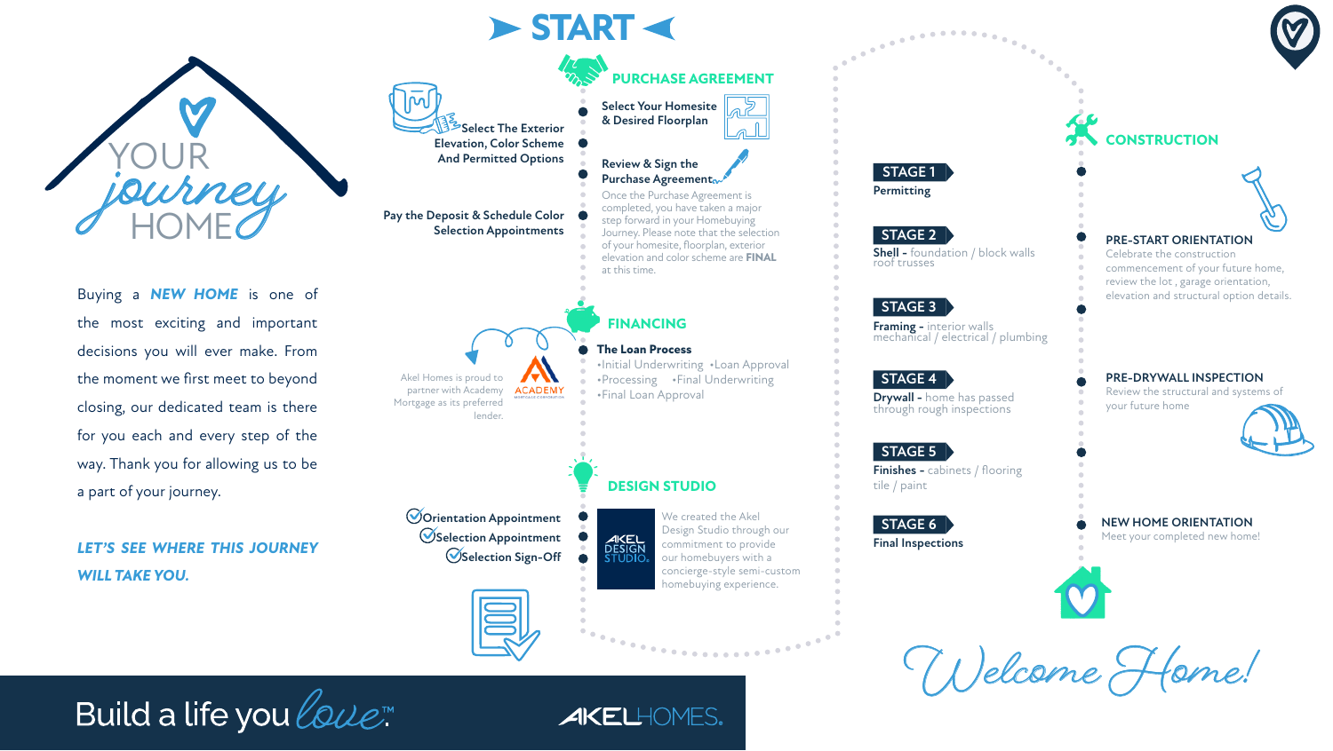# YOUR *journey* HOME

Buying a ***NEW HOME*** is one of the most exciting and important decisions you will ever make. From the moment we first meet to beyond closing, our dedicated team is there for you each and every step of the way. Thank you for allowing us to be a part of your journey.

***LET'S SEE WHERE THIS JOURNEY WILL TAKE YOU.***

## START

## PURCHASE AGREEMENT

- **Select Your Homesite & Desired Floorplan**
- **Select The Exterior Elevation, Color Scheme And Permitted Options**
- **Review & Sign the Purchase Agreement**

  Once the Purchase Agreement is completed, you have taken a major step forward in your Homebuying Journey. Please note that the selection of your homesite, floorplan, exterior elevation and color scheme are **FINAL** at this time.
- **Pay the Deposit & Schedule Color Selection Appointments**

## FINANCING

Akel Homes is proud to partner with Academy Mortgage as its preferred lender.

ACADEMY MORTGAGE CORPORATION

**The Loan Process**

- Initial Underwriting
- Loan Approval
- Processing
- Final Underwriting
- Final Loan Approval

## DESIGN STUDIO

- Orientation Appointment
- Selection Appointment
- Selection Sign-Off

AKEL DESIGN STUDIO

We created the Akel Design Studio through our commitment to provide our homebuyers with a concierge-style semi-custom homebuying experience.

## CONSTRUCTION

**STAGE 1**
Permitting

**STAGE 2**
**Shell -** foundation / block walls roof trusses

**STAGE 3**
**Framing -** interior walls mechanical / electrical / plumbing

**STAGE 4**
**Drywall -** home has passed through rough inspections

**STAGE 5**
**Finishes -** cabinets / flooring tile / paint

**STAGE 6**
Final Inspections

**PRE-START ORIENTATION**
Celebrate the construction commencement of your future home, review the lot , garage orientation, elevation and structural option details.

**PRE-DRYWALL INSPECTION**
Review the structural and systems of your future home

**NEW HOME ORIENTATION**
Meet your completed new home!

*Welcome Home!*

Build a life you *love*.™

AKELHOMES.